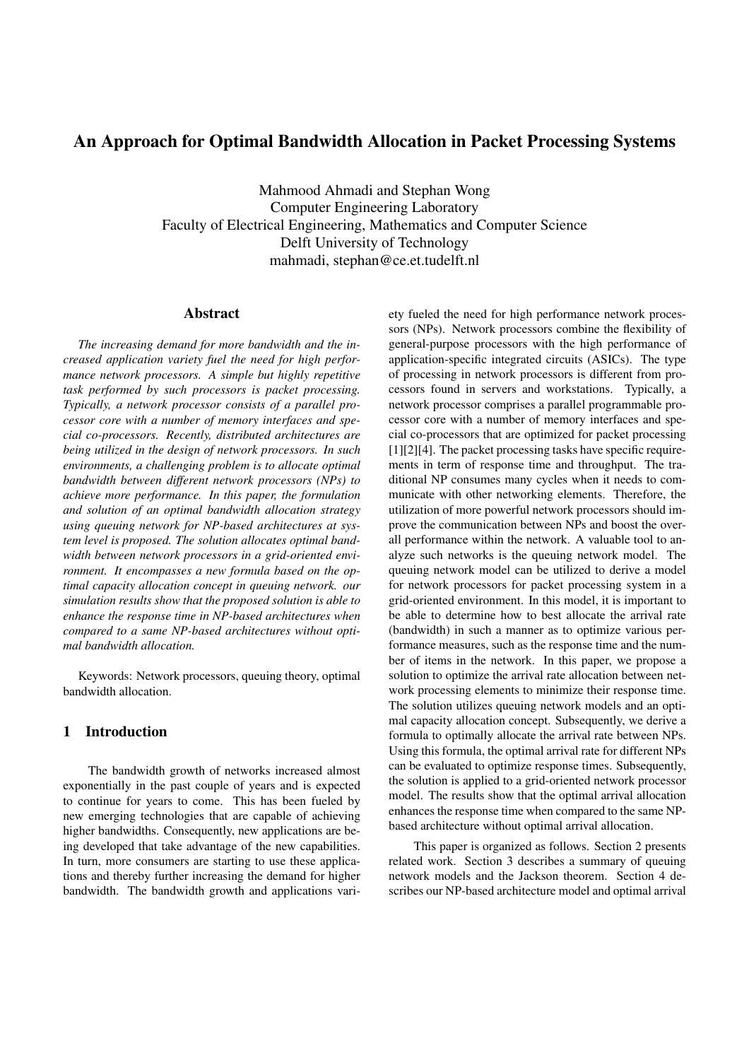# An Approach for Optimal Bandwidth Allocation in Packet Processing Systems

Mahmood Ahmadi and Stephan Wong
Computer Engineering Laboratory
Faculty of Electrical Engineering, Mathematics and Computer Science
Delft University of Technology
mahmadi, stephan@ce.et.tudelft.nl

## Abstract

*The increasing demand for more bandwidth and the increased application variety fuel the need for high performance network processors. A simple but highly repetitive task performed by such processors is packet processing. Typically, a network processor consists of a parallel processor core with a number of memory interfaces and special co-processors. Recently, distributed architectures are being utilized in the design of network processors. In such environments, a challenging problem is to allocate optimal bandwidth between different network processors (NPs) to achieve more performance. In this paper, the formulation and solution of an optimal bandwidth allocation strategy using queuing network for NP-based architectures at system level is proposed. The solution allocates optimal bandwidth between network processors in a grid-oriented environment. It encompasses a new formula based on the optimal capacity allocation concept in queuing network. our simulation results show that the proposed solution is able to enhance the response time in NP-based architectures when compared to a same NP-based architectures without optimal bandwidth allocation.*

Keywords: Network processors, queuing theory, optimal bandwidth allocation.

## 1 Introduction

The bandwidth growth of networks increased almost exponentially in the past couple of years and is expected to continue for years to come. This has been fueled by new emerging technologies that are capable of achieving higher bandwidths. Consequently, new applications are being developed that take advantage of the new capabilities. In turn, more consumers are starting to use these applications and thereby further increasing the demand for higher bandwidth. The bandwidth growth and applications variety fueled the need for high performance network processors (NPs). Network processors combine the flexibility of general-purpose processors with the high performance of application-specific integrated circuits (ASICs). The type of processing in network processors is different from processors found in servers and workstations. Typically, a network processor comprises a parallel programmable processor core with a number of memory interfaces and special co-processors that are optimized for packet processing [1][2][4]. The packet processing tasks have specific requirements in term of response time and throughput. The traditional NP consumes many cycles when it needs to communicate with other networking elements. Therefore, the utilization of more powerful network processors should improve the communication between NPs and boost the overall performance within the network. A valuable tool to analyze such networks is the queuing network model. The queuing network model can be utilized to derive a model for network processors for packet processing system in a grid-oriented environment. In this model, it is important to be able to determine how to best allocate the arrival rate (bandwidth) in such a manner as to optimize various performance measures, such as the response time and the number of items in the network. In this paper, we propose a solution to optimize the arrival rate allocation between network processing elements to minimize their response time. The solution utilizes queuing network models and an optimal capacity allocation concept. Subsequently, we derive a formula to optimally allocate the arrival rate between NPs. Using this formula, the optimal arrival rate for different NPs can be evaluated to optimize response times. Subsequently, the solution is applied to a grid-oriented network processor model. The results show that the optimal arrival allocation enhances the response time when compared to the same NP-based architecture without optimal arrival allocation.

This paper is organized as follows. Section 2 presents related work. Section 3 describes a summary of queuing network models and the Jackson theorem. Section 4 describes our NP-based architecture model and optimal arrival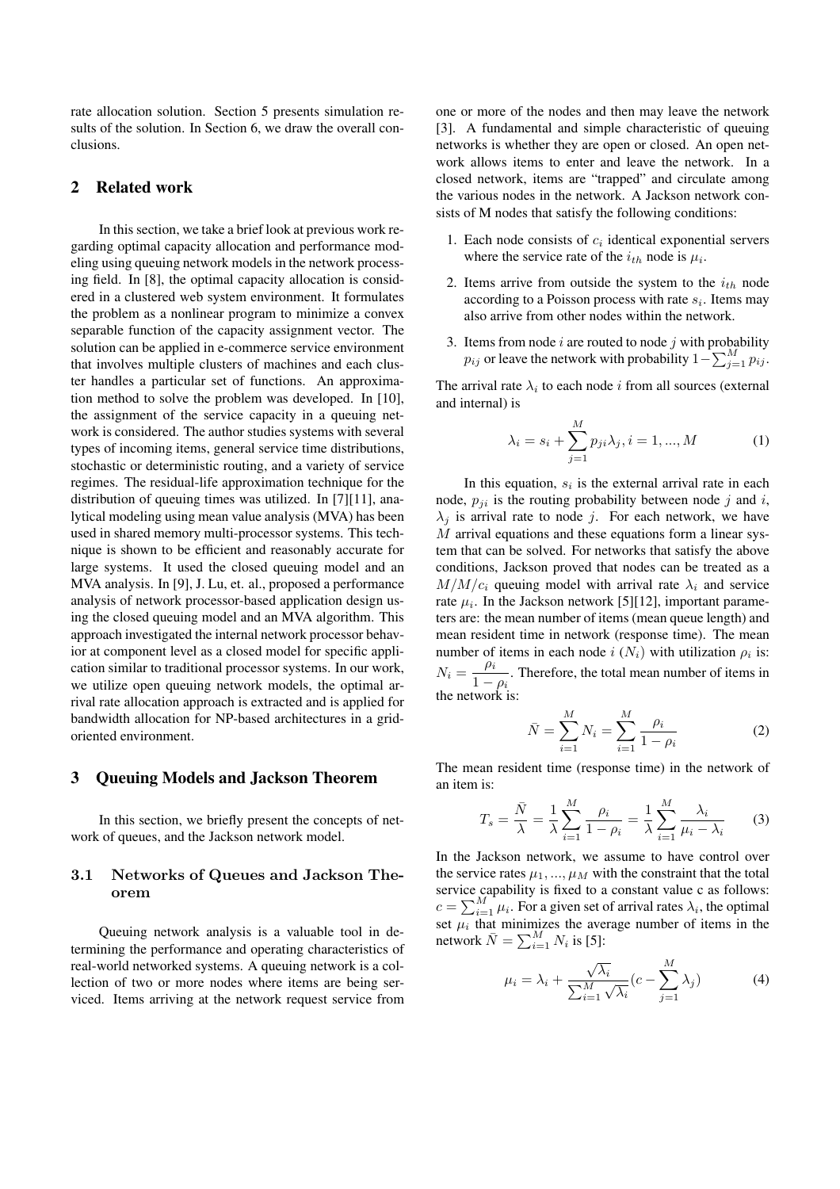rate allocation solution. Section 5 presents simulation results of the solution. In Section 6, we draw the overall conclusions.

## 2 Related work

In this section, we take a brief look at previous work regarding optimal capacity allocation and performance modeling using queuing network models in the network processing field. In [8], the optimal capacity allocation is considered in a clustered web system environment. It formulates the problem as a nonlinear program to minimize a convex separable function of the capacity assignment vector. The solution can be applied in e-commerce service environment that involves multiple clusters of machines and each cluster handles a particular set of functions. An approximation method to solve the problem was developed. In [10], the assignment of the service capacity in a queuing network is considered. The author studies systems with several types of incoming items, general service time distributions, stochastic or deterministic routing, and a variety of service regimes. The residual-life approximation technique for the distribution of queuing times was utilized. In [7][11], analytical modeling using mean value analysis (MVA) has been used in shared memory multi-processor systems. This technique is shown to be efficient and reasonably accurate for large systems. It used the closed queuing model and an MVA analysis. In [9], J. Lu, et. al., proposed a performance analysis of network processor-based application design using the closed queuing model and an MVA algorithm. This approach investigated the internal network processor behavior at component level as a closed model for specific application similar to traditional processor systems. In our work, we utilize open queuing network models, the optimal arrival rate allocation approach is extracted and is applied for bandwidth allocation for NP-based architectures in a grid-oriented environment.

## 3 Queuing Models and Jackson Theorem

In this section, we briefly present the concepts of network of queues, and the Jackson network model.

### 3.1 Networks of Queues and Jackson Theorem

Queuing network analysis is a valuable tool in determining the performance and operating characteristics of real-world networked systems. A queuing network is a collection of two or more nodes where items are being serviced. Items arriving at the network request service from one or more of the nodes and then may leave the network [3]. A fundamental and simple characteristic of queuing networks is whether they are open or closed. An open network allows items to enter and leave the network. In a closed network, items are "trapped" and circulate among the various nodes in the network. A Jackson network consists of M nodes that satisfy the following conditions:

1. Each node consists of $c_i$ identical exponential servers where the service rate of the $i_{th}$ node is $\mu_i$.
2. Items arrive from outside the system to the $i_{th}$ node according to a Poisson process with rate $s_i$. Items may also arrive from other nodes within the network.
3. Items from node $i$ are routed to node $j$ with probability $p_{ij}$ or leave the network with probability $1-\sum_{j=1}^{M} p_{ij}$.

The arrival rate $\lambda_i$ to each node $i$ from all sources (external and internal) is

$$\lambda_i = s_i + \sum_{j=1}^{M} p_{ji}\lambda_j, i = 1, ..., M \tag{1}$$

In this equation, $s_i$ is the external arrival rate in each node, $p_{ji}$ is the routing probability between node $j$ and $i$, $\lambda_j$ is arrival rate to node $j$. For each network, we have $M$ arrival equations and these equations form a linear system that can be solved. For networks that satisfy the above conditions, Jackson proved that nodes can be treated as a $M/M/c_i$ queuing model with arrival rate $\lambda_i$ and service rate $\mu_i$. In the Jackson network [5][12], important parameters are: the mean number of items (mean queue length) and mean resident time in network (response time). The mean number of items in each node $i$ ($N_i$) with utilization $\rho_i$ is: $N_i = \dfrac{\rho_i}{1-\rho_i}$. Therefore, the total mean number of items in the network is:

$$\bar{N} = \sum_{i=1}^{M} N_i = \sum_{i=1}^{M} \frac{\rho_i}{1-\rho_i} \tag{2}$$

The mean resident time (response time) in the network of an item is:

$$T_s = \frac{\bar{N}}{\lambda} = \frac{1}{\lambda}\sum_{i=1}^{M} \frac{\rho_i}{1-\rho_i} = \frac{1}{\lambda}\sum_{i=1}^{M} \frac{\lambda_i}{\mu_i - \lambda_i} \tag{3}$$

In the Jackson network, we assume to have control over the service rates $\mu_1, ..., \mu_M$ with the constraint that the total service capability is fixed to a constant value c as follows: $c = \sum_{i=1}^{M} \mu_i$. For a given set of arrival rates $\lambda_i$, the optimal set $\mu_i$ that minimizes the average number of items in the network $\bar{N} = \sum_{i=1}^{M} N_i$ is [5]:

$$\mu_i = \lambda_i + \frac{\sqrt{\lambda_i}}{\sum_{i=1}^{M}\sqrt{\lambda_i}}(c - \sum_{j=1}^{M} \lambda_j) \tag{4}$$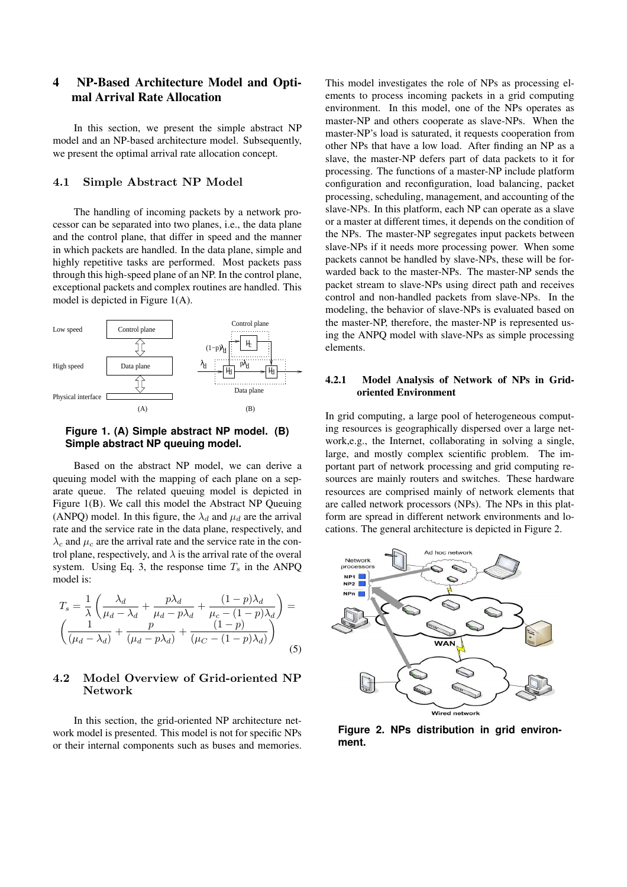## 4 NP-Based Architecture Model and Optimal Arrival Rate Allocation

In this section, we present the simple abstract NP model and an NP-based architecture model. Subsequently, we present the optimal arrival rate allocation concept.

### 4.1 Simple Abstract NP Model

The handling of incoming packets by a network processor can be separated into two planes, i.e., the data plane and the control plane, that differ in speed and the manner in which packets are handled. In the data plane, simple and highly repetitive tasks are performed. Most packets pass through this high-speed plane of an NP. In the control plane, exceptional packets and complex routines are handled. This model is depicted in Figure 1(A).

**Figure 1. (A) Simple abstract NP model. (B) Simple abstract NP queuing model.**

Based on the abstract NP model, we can derive a queuing model with the mapping of each plane on a separate queue. The related queuing model is depicted in Figure 1(B). We call this model the Abstract NP Queuing (ANPQ) model. In this figure, the $\lambda_d$ and $\mu_d$ are the arrival rate and the service rate in the data plane, respectively, and $\lambda_c$ and $\mu_c$ are the arrival rate and the service rate in the control plane, respectively, and $\lambda$ is the arrival rate of the overal system. Using Eq. 3, the response time $T_s$ in the ANPQ model is:

$$T_s = \frac{1}{\lambda}\left(\frac{\lambda_d}{\mu_d - \lambda_d} + \frac{p\lambda_d}{\mu_d - p\lambda_d} + \frac{(1-p)\lambda_d}{\mu_c - (1-p)\lambda_d}\right) = \left(\frac{1}{(\mu_d - \lambda_d)} + \frac{p}{(\mu_d - p\lambda_d)} + \frac{(1-p)}{(\mu_C - (1-p)\lambda_d)}\right) \quad (5)$$

### 4.2 Model Overview of Grid-oriented NP Network

In this section, the grid-oriented NP architecture network model is presented. This model is not for specific NPs or their internal components such as buses and memories. This model investigates the role of NPs as processing elements to process incoming packets in a grid computing environment. In this model, one of the NPs operates as master-NP and others cooperate as slave-NPs. When the master-NP's load is saturated, it requests cooperation from other NPs that have a low load. After finding an NP as a slave, the master-NP defers part of data packets to it for processing. The functions of a master-NP include platform configuration and reconfiguration, load balancing, packet processing, scheduling, management, and accounting of the slave-NPs. In this platform, each NP can operate as a slave or a master at different times, it depends on the condition of the NPs. The master-NP segregates input packets between slave-NPs if it needs more processing power. When some packets cannot be handled by slave-NPs, these will be forwarded back to the master-NPs. The master-NP sends the packet stream to slave-NPs using direct path and receives control and non-handled packets from slave-NPs. In the modeling, the behavior of slave-NPs is evaluated based on the master-NP, therefore, the master-NP is represented using the ANPQ model with slave-NPs as simple processing elements.

#### 4.2.1 Model Analysis of Network of NPs in Grid-oriented Environment

In grid computing, a large pool of heterogeneous computing resources is geographically dispersed over a large network,e.g., the Internet, collaborating in solving a single, large, and mostly complex scientific problem. The important part of network processing and grid computing resources are mainly routers and switches. These hardware resources are comprised mainly of network elements that are called network processors (NPs). The NPs in this platform are spread in different network environments and locations. The general architecture is depicted in Figure 2.

**Figure 2. NPs distribution in grid environment.**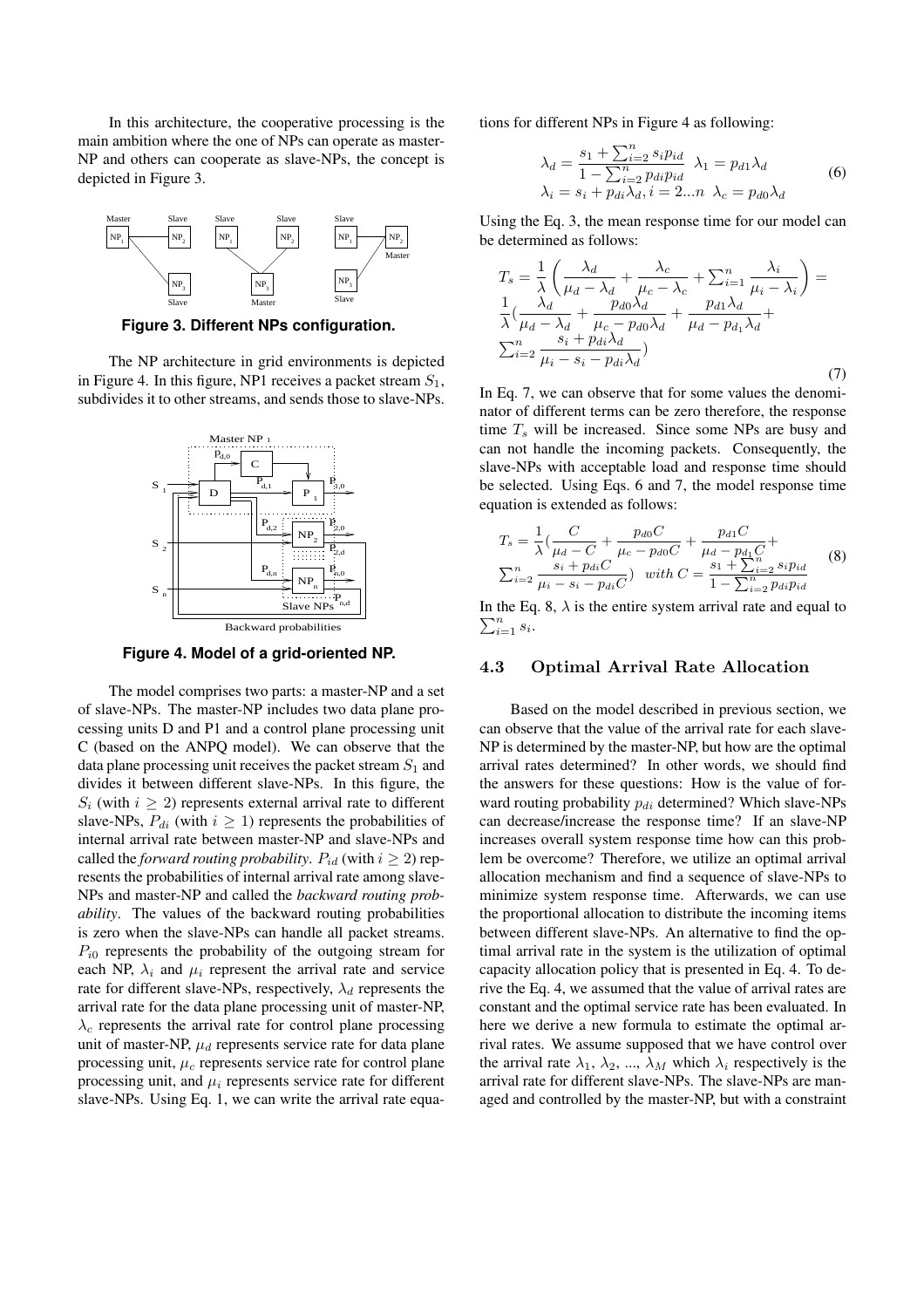In this architecture, the cooperative processing is the main ambition where the one of NPs can operate as master-NP and others can cooperate as slave-NPs, the concept is depicted in Figure 3.

**Figure 3. Different NPs configuration.**

The NP architecture in grid environments is depicted in Figure 4. In this figure, NP1 receives a packet stream $S_1$, subdivides it to other streams, and sends those to slave-NPs.

**Figure 4. Model of a grid-oriented NP.**

The model comprises two parts: a master-NP and a set of slave-NPs. The master-NP includes two data plane processing units D and P1 and a control plane processing unit C (based on the ANPQ model). We can observe that the data plane processing unit receives the packet stream $S_1$ and divides it between different slave-NPs. In this figure, the $S_i$ (with $i \geq 2$) represents external arrival rate to different slave-NPs, $P_{di}$ (with $i \geq 1$) represents the probabilities of internal arrival rate between master-NP and slave-NPs and called the *forward routing probability*. $P_{id}$ (with $i \geq 2$) represents the probabilities of internal arrival rate among slave-NPs and master-NP and called the *backward routing probability*. The values of the backward routing probabilities is zero when the slave-NPs can handle all packet streams. $P_{i0}$ represents the probability of the outgoing stream for each NP, $\lambda_i$ and $\mu_i$ represent the arrival rate and service rate for different slave-NPs, respectively, $\lambda_d$ represents the arrival rate for the data plane processing unit of master-NP, $\lambda_c$ represents the arrival rate for control plane processing unit of master-NP, $\mu_d$ represents service rate for data plane processing unit, $\mu_c$ represents service rate for control plane processing unit, and $\mu_i$ represents service rate for different slave-NPs. Using Eq. 1, we can write the arrival rate equations for different NPs in Figure 4 as following:

$$
\begin{aligned}
\lambda_d &= \frac{s_1 + \sum_{i=2}^{n} s_i p_{id}}{1 - \sum_{i=2}^{n} p_{di} p_{id}} \quad \lambda_1 = p_{d1} \lambda_d \\
\lambda_i &= s_i + p_{di} \lambda_d, i = 2...n \quad \lambda_c = p_{d0} \lambda_d
\end{aligned}
\tag{6}
$$

Using the Eq. 3, the mean response time for our model can be determined as follows:

$$
\begin{aligned}
T_s &= \frac{1}{\lambda} \left( \frac{\lambda_d}{\mu_d - \lambda_d} + \frac{\lambda_c}{\mu_c - \lambda_c} + \sum_{i=1}^{n} \frac{\lambda_i}{\mu_i - \lambda_i} \right) = \\
&\frac{1}{\lambda} \left( \frac{\lambda_d}{\mu_d - \lambda_d} + \frac{p_{d0} \lambda_d}{\mu_c - p_{d0} \lambda_d} + \frac{p_{d1} \lambda_d}{\mu_d - p_{d_1} \lambda_d} + \right. \\
&\left. \sum_{i=2}^{n} \frac{s_i + p_{di} \lambda_d}{\mu_i - s_i - p_{di} \lambda_d} \right)
\end{aligned}
\tag{7}
$$

In Eq. 7, we can observe that for some values the denominator of different terms can be zero therefore, the response time $T_s$ will be increased. Since some NPs are busy and can not handle the incoming packets. Consequently, the slave-NPs with acceptable load and response time should be selected. Using Eqs. 6 and 7, the model response time equation is extended as follows:

$$
\begin{aligned}
T_s &= \frac{1}{\lambda} \left( \frac{C}{\mu_d - C} + \frac{p_{d0} C}{\mu_c - p_{d0} C} + \frac{p_{d1} C}{\mu_d - p_{d_1} C} + \right. \\
&\left. \sum_{i=2}^{n} \frac{s_i + p_{di} C}{\mu_i - s_i - p_{di} C} \right) \quad with \; C = \frac{s_1 + \sum_{i=2}^{n} s_i p_{id}}{1 - \sum_{i=2}^{n} p_{di} p_{id}}
\end{aligned}
\tag{8}
$$

In the Eq. 8, $\lambda$ is the entire system arrival rate and equal to $\sum_{i=1}^{n} s_i$.

### 4.3 Optimal Arrival Rate Allocation

Based on the model described in previous section, we can observe that the value of the arrival rate for each slave-NP is determined by the master-NP, but how are the optimal arrival rates determined? In other words, we should find the answers for these questions: How is the value of forward routing probability $p_{di}$ determined? Which slave-NPs can decrease/increase the response time? If an slave-NP increases overall system response time how can this problem be overcome? Therefore, we utilize an optimal arrival allocation mechanism and find a sequence of slave-NPs to minimize system response time. Afterwards, we can use the proportional allocation to distribute the incoming items between different slave-NPs. An alternative to find the optimal arrival rate in the system is the utilization of optimal capacity allocation policy that is presented in Eq. 4. To derive the Eq. 4, we assumed that the value of arrival rates are constant and the optimal service rate has been evaluated. In here we derive a new formula to estimate the optimal arrival rates. We assume supposed that we have control over the arrival rate $\lambda_1$, $\lambda_2$, ..., $\lambda_M$ which $\lambda_i$ respectively is the arrival rate for different slave-NPs. The slave-NPs are managed and controlled by the master-NP, but with a constraint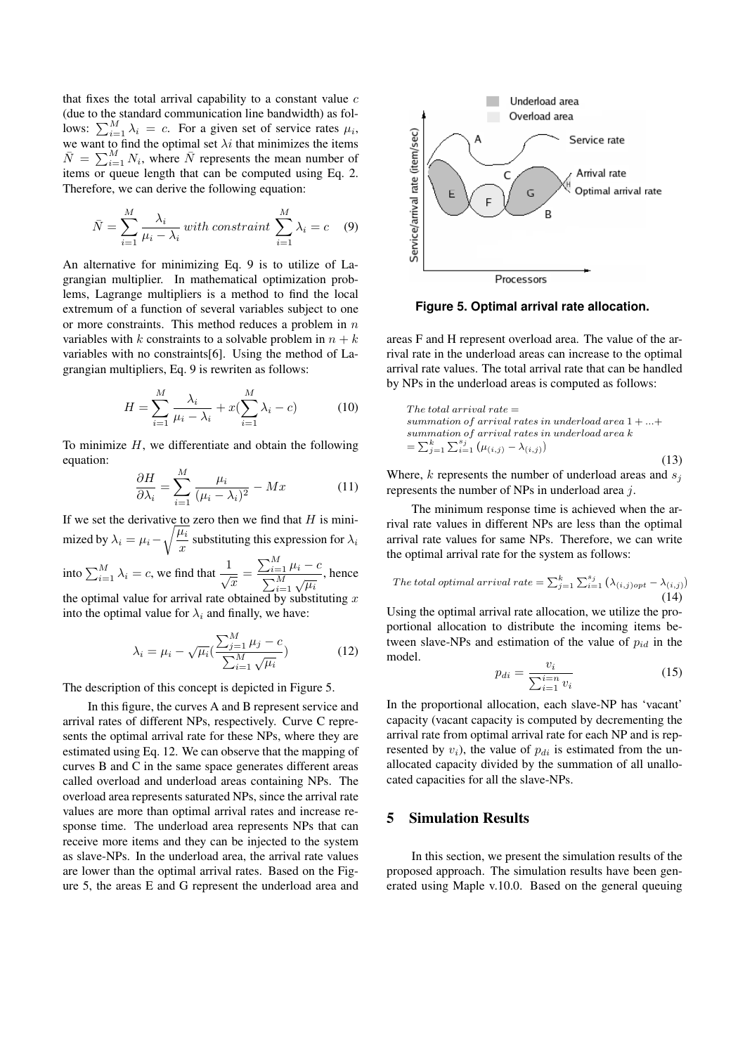that fixes the total arrival capability to a constant value $c$ (due to the standard communication line bandwidth) as follows: $\sum_{i=1}^{M} \lambda_i = c$. For a given set of service rates $\mu_i$, we want to find the optimal set $\lambda i$ that minimizes the items $\bar{N} = \sum_{i=1}^{M} N_i$, where $\bar{N}$ represents the mean number of items or queue length that can be computed using Eq. 2. Therefore, we can derive the following equation:

$$\bar{N} = \sum_{i=1}^{M} \frac{\lambda_i}{\mu_i - \lambda_i} \; with \; constraint \; \sum_{i=1}^{M} \lambda_i = c \quad (9)$$

An alternative for minimizing Eq. 9 is to utilize of Lagrangian multiplier. In mathematical optimization problems, Lagrange multipliers is a method to find the local extremum of a function of several variables subject to one or more constraints. This method reduces a problem in $n$ variables with $k$ constraints to a solvable problem in $n + k$ variables with no constraints[6]. Using the method of Lagrangian multipliers, Eq. 9 is rewriten as follows:

$$H = \sum_{i=1}^{M} \frac{\lambda_i}{\mu_i - \lambda_i} + x(\sum_{i=1}^{M} \lambda_i - c) \quad (10)$$

To minimize $H$, we differentiate and obtain the following equation:

$$\frac{\partial H}{\partial \lambda_i} = \sum_{i=1}^{M} \frac{\mu_i}{(\mu_i - \lambda_i)^2} - Mx \quad (11)$$

If we set the derivative to zero then we find that $H$ is minimized by $\lambda_i = \mu_i - \sqrt{\frac{\mu_i}{x}}$ substituting this expression for $\lambda_i$ into $\sum_{i=1}^{M} \lambda_i = c$, we find that $\frac{1}{\sqrt{x}} = \frac{\sum_{i=1}^{M} \mu_i - c}{\sum_{i=1}^{M} \sqrt{\mu_i}}$, hence the optimal value for arrival rate obtained by substituting $x$ into the optimal value for $\lambda_i$ and finally, we have:

$$\lambda_i = \mu_i - \sqrt{\mu_i}(\frac{\sum_{j=1}^{M} \mu_j - c}{\sum_{i=1}^{M} \sqrt{\mu_i}}) \quad (12)$$

The description of this concept is depicted in Figure 5.

In this figure, the curves A and B represent service and arrival rates of different NPs, respectively. Curve C represents the optimal arrival rate for these NPs, where they are estimated using Eq. 12. We can observe that the mapping of curves B and C in the same space generates different areas called overload and underload areas containing NPs. The overload area represents saturated NPs, since the arrival rate values are more than optimal arrival rates and increase response time. The underload area represents NPs that can receive more items and they can be injected to the system as slave-NPs. In the underload area, the arrival rate values are lower than the optimal arrival rates. Based on the Figure 5, the areas E and G represent the underload area and

**Figure 5. Optimal arrival rate allocation.**

areas F and H represent overload area. The value of the arrival rate in the underload areas can increase to the optimal arrival rate values. The total arrival rate that can be handled by NPs in the underload areas is computed as follows:

$$\begin{aligned} &The\ total\ arrival\ rate = \\ &summation\ of\ arrival\ rates\ in\ underload\ area\ 1 + ... + \\ &summation\ of\ arrival\ rates\ in\ underload\ area\ k \\ &= \sum_{j=1}^{k} \sum_{i=1}^{s_j} (\mu_{(i,j)} - \lambda_{(i,j)}) \end{aligned} \quad (13)$$

Where, $k$ represents the number of underload areas and $s_j$ represents the number of NPs in underload area $j$.

The minimum response time is achieved when the arrival rate values in different NPs are less than the optimal arrival rate values for same NPs. Therefore, we can write the optimal arrival rate for the system as follows:

$$The\ total\ optimal\ arrival\ rate = \sum_{j=1}^{k} \sum_{i=1}^{s_j} (\lambda_{(i,j)opt} - \lambda_{(i,j)}) \quad (14)$$

Using the optimal arrival rate allocation, we utilize the proportional allocation to distribute the incoming items between slave-NPs and estimation of the value of $p_{id}$ in the model.

$$p_{di} = \frac{v_i}{\sum_{i=1}^{i=n} v_i} \quad (15)$$

In the proportional allocation, each slave-NP has 'vacant' capacity (vacant capacity is computed by decrementing the arrival rate from optimal arrival rate for each NP and is represented by $v_i$), the value of $p_{di}$ is estimated from the unallocated capacity divided by the summation of all unallocated capacities for all the slave-NPs.

## 5 Simulation Results

In this section, we present the simulation results of the proposed approach. The simulation results have been generated using Maple v.10.0. Based on the general queuing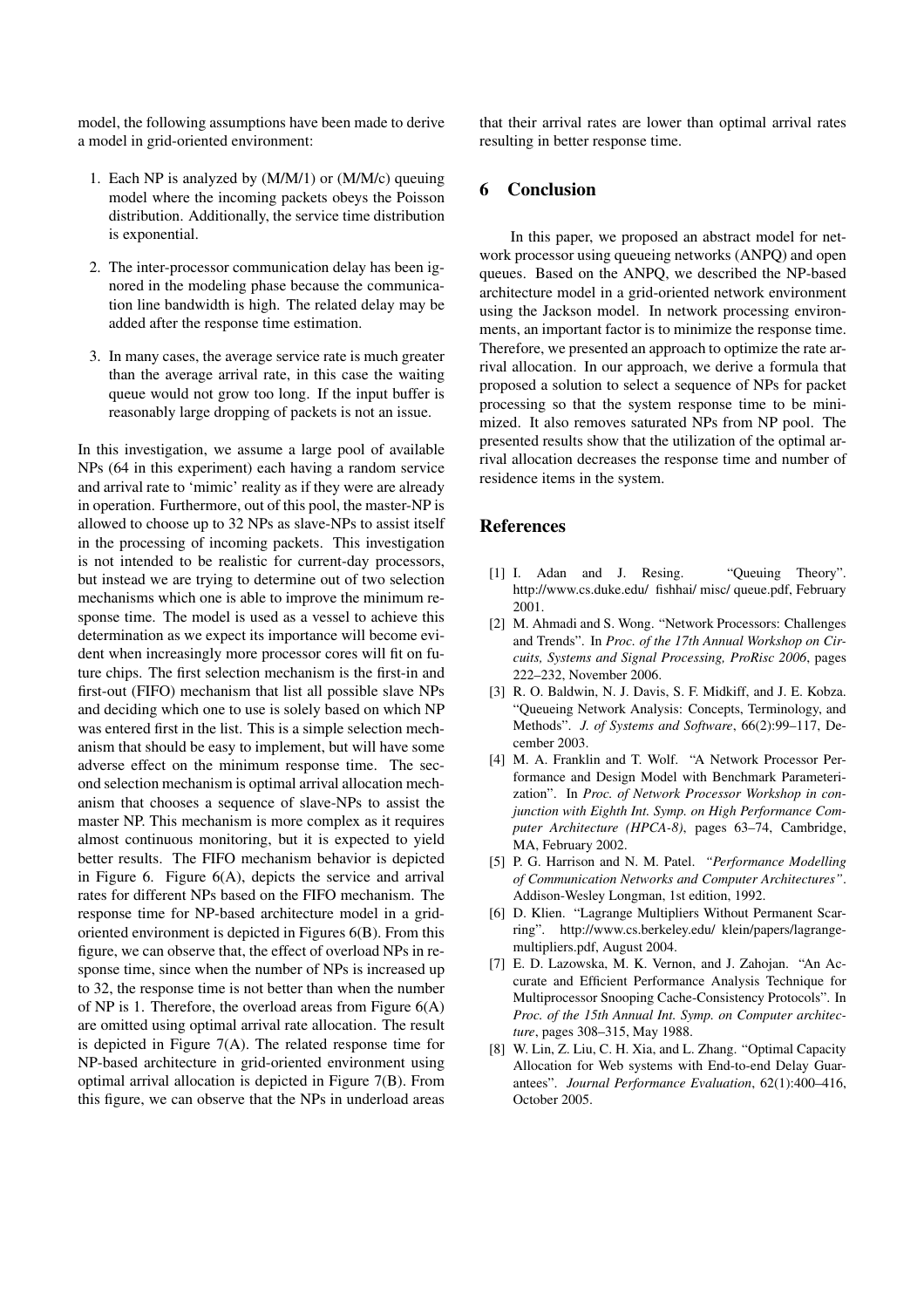model, the following assumptions have been made to derive a model in grid-oriented environment:

1. Each NP is analyzed by (M/M/1) or (M/M/c) queuing model where the incoming packets obeys the Poisson distribution. Additionally, the service time distribution is exponential.
2. The inter-processor communication delay has been ignored in the modeling phase because the communication line bandwidth is high. The related delay may be added after the response time estimation.
3. In many cases, the average service rate is much greater than the average arrival rate, in this case the waiting queue would not grow too long. If the input buffer is reasonably large dropping of packets is not an issue.

In this investigation, we assume a large pool of available NPs (64 in this experiment) each having a random service and arrival rate to 'mimic' reality as if they were are already in operation. Furthermore, out of this pool, the master-NP is allowed to choose up to 32 NPs as slave-NPs to assist itself in the processing of incoming packets. This investigation is not intended to be realistic for current-day processors, but instead we are trying to determine out of two selection mechanisms which one is able to improve the minimum response time. The model is used as a vessel to achieve this determination as we expect its importance will become evident when increasingly more processor cores will fit on future chips. The first selection mechanism is the first-in and first-out (FIFO) mechanism that list all possible slave NPs and deciding which one to use is solely based on which NP was entered first in the list. This is a simple selection mechanism that should be easy to implement, but will have some adverse effect on the minimum response time. The second selection mechanism is optimal arrival allocation mechanism that chooses a sequence of slave-NPs to assist the master NP. This mechanism is more complex as it requires almost continuous monitoring, but it is expected to yield better results. The FIFO mechanism behavior is depicted in Figure 6. Figure 6(A), depicts the service and arrival rates for different NPs based on the FIFO mechanism. The response time for NP-based architecture model in a grid-oriented environment is depicted in Figures 6(B). From this figure, we can observe that, the effect of overload NPs in response time, since when the number of NPs is increased up to 32, the response time is not better than when the number of NP is 1. Therefore, the overload areas from Figure 6(A) are omitted using optimal arrival rate allocation. The result is depicted in Figure 7(A). The related response time for NP-based architecture in grid-oriented environment using optimal arrival allocation is depicted in Figure 7(B). From this figure, we can observe that the NPs in underload areas that their arrival rates are lower than optimal arrival rates resulting in better response time.

## 6 Conclusion

In this paper, we proposed an abstract model for network processor using queueing networks (ANPQ) and open queues. Based on the ANPQ, we described the NP-based architecture model in a grid-oriented network environment using the Jackson model. In network processing environments, an important factor is to minimize the response time. Therefore, we presented an approach to optimize the rate arrival allocation. In our approach, we derive a formula that proposed a solution to select a sequence of NPs for packet processing so that the system response time to be minimized. It also removes saturated NPs from NP pool. The presented results show that the utilization of the optimal arrival allocation decreases the response time and number of residence items in the system.

## References

[1] I. Adan and J. Resing. "Queuing Theory". http://www.cs.duke.edu/ fishhai/ misc/ queue.pdf, February 2001.

[2] M. Ahmadi and S. Wong. "Network Processors: Challenges and Trends". In *Proc. of the 17th Annual Workshop on Circuits, Systems and Signal Processing, ProRisc 2006*, pages 222–232, November 2006.

[3] R. O. Baldwin, N. J. Davis, S. F. Midkiff, and J. E. Kobza. "Queueing Network Analysis: Concepts, Terminology, and Methods". *J. of Systems and Software*, 66(2):99–117, December 2003.

[4] M. A. Franklin and T. Wolf. "A Network Processor Performance and Design Model with Benchmark Parameterization". In *Proc. of Network Processor Workshop in conjunction with Eighth Int. Symp. on High Performance Computer Architecture (HPCA-8)*, pages 63–74, Cambridge, MA, February 2002.

[5] P. G. Harrison and N. M. Patel. *"Performance Modelling of Communication Networks and Computer Architectures"*. Addison-Wesley Longman, 1st edition, 1992.

[6] D. Klien. "Lagrange Multipliers Without Permanent Scarring". http://www.cs.berkeley.edu/ klein/papers/lagrange-multipliers.pdf, August 2004.

[7] E. D. Lazowska, M. K. Vernon, and J. Zahojan. "An Accurate and Efficient Performance Analysis Technique for Multiprocessor Snooping Cache-Consistency Protocols". In *Proc. of the 15th Annual Int. Symp. on Computer architecture*, pages 308–315, May 1988.

[8] W. Lin, Z. Liu, C. H. Xia, and L. Zhang. "Optimal Capacity Allocation for Web systems with End-to-end Delay Guarantees". *Journal Performance Evaluation*, 62(1):400–416, October 2005.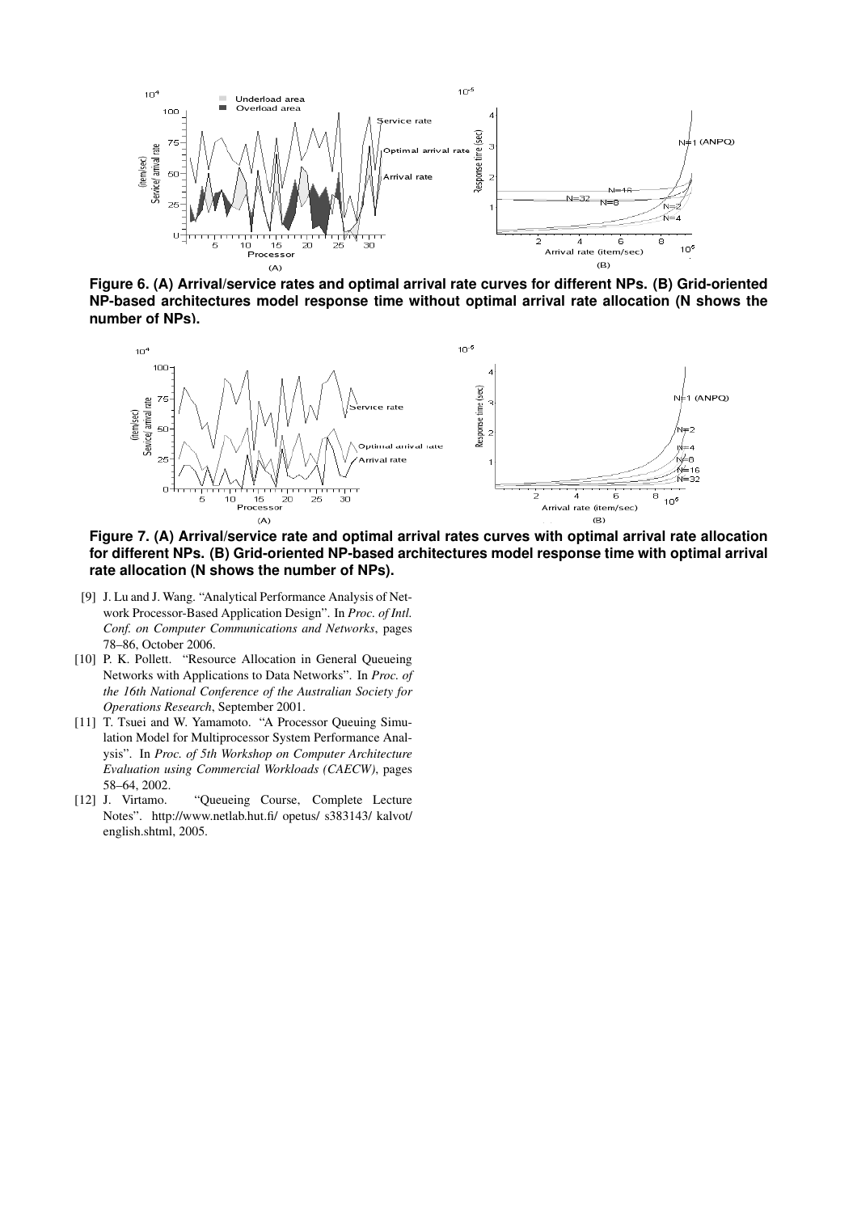$10^4$

Underload area
Overload area

100
75
50
25
0

(item/sec)
Service/ arrival rate

5 10 15 20 25 30
Processor

Service rate
Optimal arrival rate
Arrival rate

(A)

$10^{-5}$

4
3
2
1

Response time (sec)

N=1 (ANPQ)
N=16
N=32
N=8
N=2
N=4

2 4 6 8 $10^5$
Arrival rate (item/sec)

(B)

**Figure 6. (A) Arrival/service rates and optimal arrival rate curves for different NPs. (B) Grid-oriented NP-based architectures model response time without optimal arrival rate allocation (N shows the number of NPs).**

$10^4$

100
75
50
25
0

(item/sec)
Service/ arrival rate

5 10 15 20 25 30
Processor

Service rate
Optimal arrival rate
Arrival rate

(A)

$10^{-5}$

4
3
2
1

Response time (sec)

N=1 (ANPQ)
N=2
N=4
N=8
N=16
N=32

2 4 6 8 $10^5$
Arrival rate (item/sec)

(B)

**Figure 7. (A) Arrival/service rate and optimal arrival rates curves with optimal arrival rate allocation for different NPs. (B) Grid-oriented NP-based architectures model response time with optimal arrival rate allocation (N shows the number of NPs).**

[9] J. Lu and J. Wang. "Analytical Performance Analysis of Network Processor-Based Application Design". In *Proc. of Intl. Conf. on Computer Communications and Networks*, pages 78–86, October 2006.

[10] P. K. Pollett. "Resource Allocation in General Queueing Networks with Applications to Data Networks". In *Proc. of the 16th National Conference of the Australian Society for Operations Research*, September 2001.

[11] T. Tsuei and W. Yamamoto. "A Processor Queuing Simulation Model for Multiprocessor System Performance Analysis". In *Proc. of 5th Workshop on Computer Architecture Evaluation using Commercial Workloads (CAECW)*, pages 58–64, 2002.

[12] J. Virtamo. "Queueing Course, Complete Lecture Notes". http://www.netlab.hut.fi/ opetus/ s383143/ kalvot/ english.shtml, 2005.